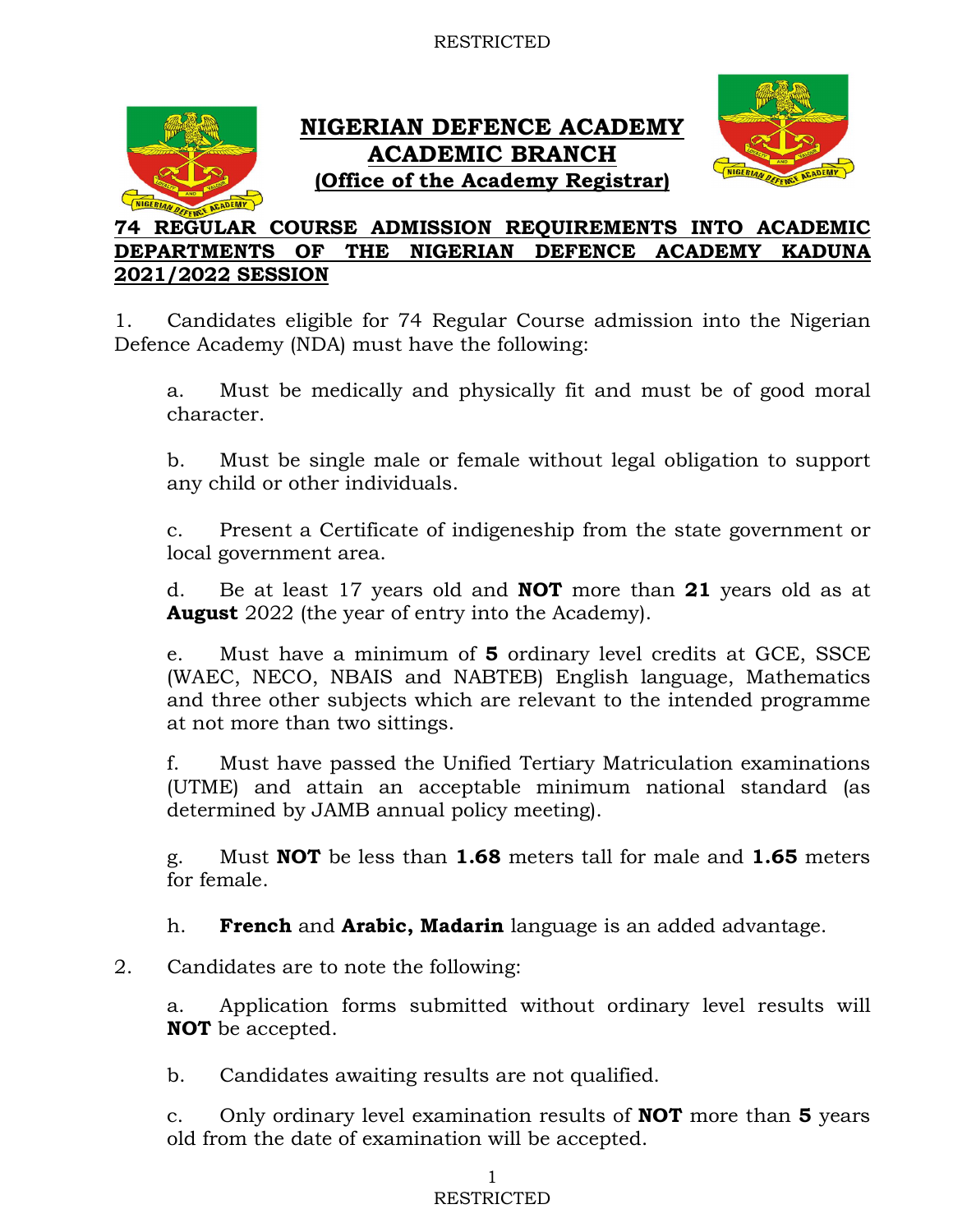RESTRICTED

# NIGERIAN DEFENCE ACADEMY
## ACADEMIC BRANCH
### (Office of the Academy Registrar)

**74 REGULAR COURSE ADMISSION REQUIREMENTS INTO ACADEMIC DEPARTMENTS OF THE NIGERIAN DEFENCE ACADEMY KADUNA 2021/2022 SESSION**

1. Candidates eligible for 74 Regular Course admission into the Nigerian Defence Academy (NDA) must have the following:

   a. Must be medically and physically fit and must be of good moral character.

   b. Must be single male or female without legal obligation to support any child or other individuals.

   c. Present a Certificate of indigeneship from the state government or local government area.

   d. Be at least 17 years old and **NOT** more than **21** years old as at **August** 2022 (the year of entry into the Academy).

   e. Must have a minimum of **5** ordinary level credits at GCE, SSCE (WAEC, NECO, NBAIS and NABTEB) English language, Mathematics and three other subjects which are relevant to the intended programme at not more than two sittings.

   f. Must have passed the Unified Tertiary Matriculation examinations (UTME) and attain an acceptable minimum national standard (as determined by JAMB annual policy meeting).

   g. Must **NOT** be less than **1.68** meters tall for male and **1.65** meters for female.

   h. **French** and **Arabic, Madarin** language is an added advantage.

2. Candidates are to note the following:

   a. Application forms submitted without ordinary level results will **NOT** be accepted.

   b. Candidates awaiting results are not qualified.

   c. Only ordinary level examination results of **NOT** more than **5** years old from the date of examination will be accepted.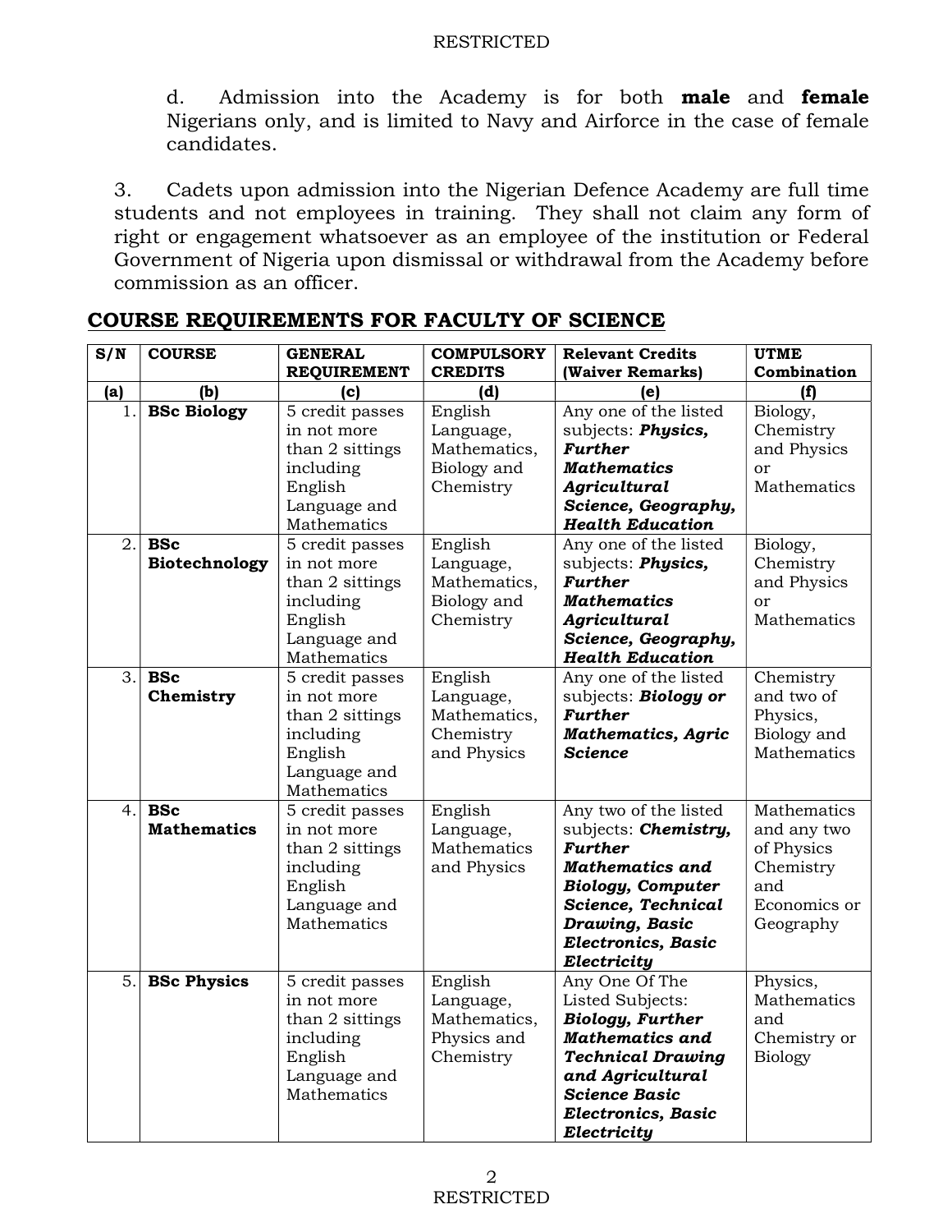d. Admission into the Academy is for both **male** and **female** Nigerians only, and is limited to Navy and Airforce in the case of female candidates.

3. Cadets upon admission into the Nigerian Defence Academy are full time students and not employees in training. They shall not claim any form of right or engagement whatsoever as an employee of the institution or Federal Government of Nigeria upon dismissal or withdrawal from the Academy before commission as an officer.

## COURSE REQUIREMENTS FOR FACULTY OF SCIENCE

| S/N | COURSE | GENERAL REQUIREMENT | COMPULSORY CREDITS | Relevant Credits (Waiver Remarks) | UTME Combination |
|---|---|---|---|---|---|
| (a) | (b) | (c) | (d) | (e) | (f) |
| 1. | **BSc Biology** | 5 credit passes in not more than 2 sittings including English Language and Mathematics | English Language, Mathematics, Biology and Chemistry | Any one of the listed subjects: ***Physics, Further Mathematics Agricultural Science, Geography, Health Education*** | Biology, Chemistry and Physics or Mathematics |
| 2. | **BSc Biotechnology** | 5 credit passes in not more than 2 sittings including English Language and Mathematics | English Language, Mathematics, Biology and Chemistry | Any one of the listed subjects: ***Physics, Further Mathematics Agricultural Science, Geography, Health Education*** | Biology, Chemistry and Physics or Mathematics |
| 3. | **BSc Chemistry** | 5 credit passes in not more than 2 sittings including English Language and Mathematics | English Language, Mathematics, Chemistry and Physics | Any one of the listed subjects: ***Biology or Further Mathematics, Agric Science*** | Chemistry and two of Physics, Biology and Mathematics |
| 4. | **BSc Mathematics** | 5 credit passes in not more than 2 sittings including English Language and Mathematics | English Language, Mathematics and Physics | Any two of the listed subjects: ***Chemistry, Further Mathematics and Biology, Computer Science, Technical Drawing, Basic Electronics, Basic Electricity*** | Mathematics and any two of Physics Chemistry and Economics or Geography |
| 5. | **BSc Physics** | 5 credit passes in not more than 2 sittings including English Language and Mathematics | English Language, Mathematics, Physics and Chemistry | Any One Of The Listed Subjects: ***Biology, Further Mathematics and Technical Drawing and Agricultural Science Basic Electronics, Basic Electricity*** | Physics, Mathematics and Chemistry or Biology |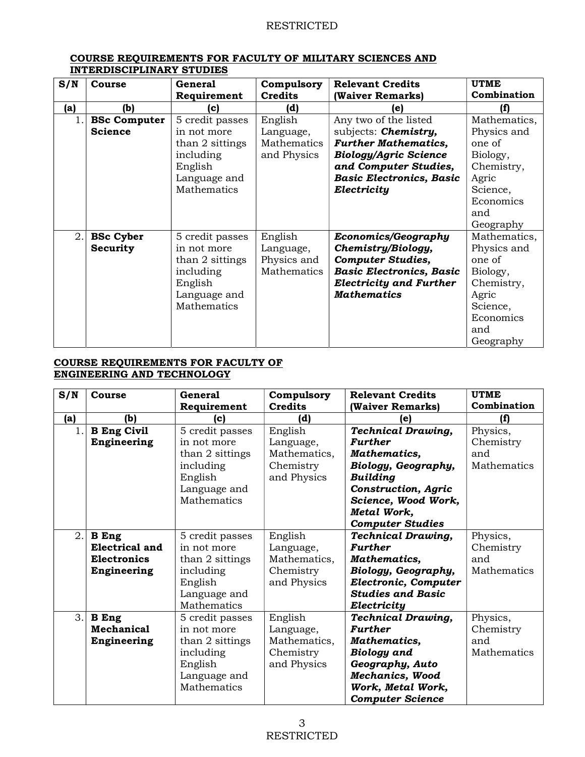**COURSE REQUIREMENTS FOR FACULTY OF MILITARY SCIENCES AND INTERDISCIPLINARY STUDIES**

| S/N | Course | General Requirement | Compulsory Credits | Relevant Credits (Waiver Remarks) | UTME Combination |
|---|---|---|---|---|---|
| (a) | (b) | (c) | (d) | (e) | (f) |
| 1. | **BSc Computer Science** | 5 credit passes in not more than 2 sittings including English Language and Mathematics | English Language, Mathematics and Physics | Any two of the listed subjects: ***Chemistry, Further Mathematics, Biology/Agric Science and Computer Studies, Basic Electronics, Basic Electricity*** | Mathematics, Physics and one of Biology, Chemistry, Agric Science, Economics and Geography |
| 2. | **BSc Cyber Security** | 5 credit passes in not more than 2 sittings including English Language and Mathematics | English Language, Physics and Mathematics | ***Economics/Geography Chemistry/Biology, Computer Studies, Basic Electronics, Basic Electricity and Further Mathematics*** | Mathematics, Physics and one of Biology, Chemistry, Agric Science, Economics and Geography |

**COURSE REQUIREMENTS FOR FACULTY OF ENGINEERING AND TECHNOLOGY**

| S/N | Course | General Requirement | Compulsory Credits | Relevant Credits (Waiver Remarks) | UTME Combination |
|---|---|---|---|---|---|
| (a) | (b) | (c) | (d) | (e) | (f) |
| 1. | **B Eng Civil Engineering** | 5 credit passes in not more than 2 sittings including English Language and Mathematics | English Language, Mathematics, Chemistry and Physics | ***Technical Drawing, Further Mathematics, Biology, Geography, Building Construction, Agric Science, Wood Work, Metal Work, Computer Studies*** | Physics, Chemistry and Mathematics |
| 2. | **B Eng Electrical and Electronics Engineering** | 5 credit passes in not more than 2 sittings including English Language and Mathematics | English Language, Mathematics, Chemistry and Physics | ***Technical Drawing, Further Mathematics, Biology, Geography, Electronic, Computer Studies and Basic Electricity*** | Physics, Chemistry and Mathematics |
| 3. | **B Eng Mechanical Engineering** | 5 credit passes in not more than 2 sittings including English Language and Mathematics | English Language, Mathematics, Chemistry and Physics | ***Technical Drawing, Further Mathematics, Biology and Geography, Auto Mechanics, Wood Work, Metal Work, Computer Science*** | Physics, Chemistry and Mathematics |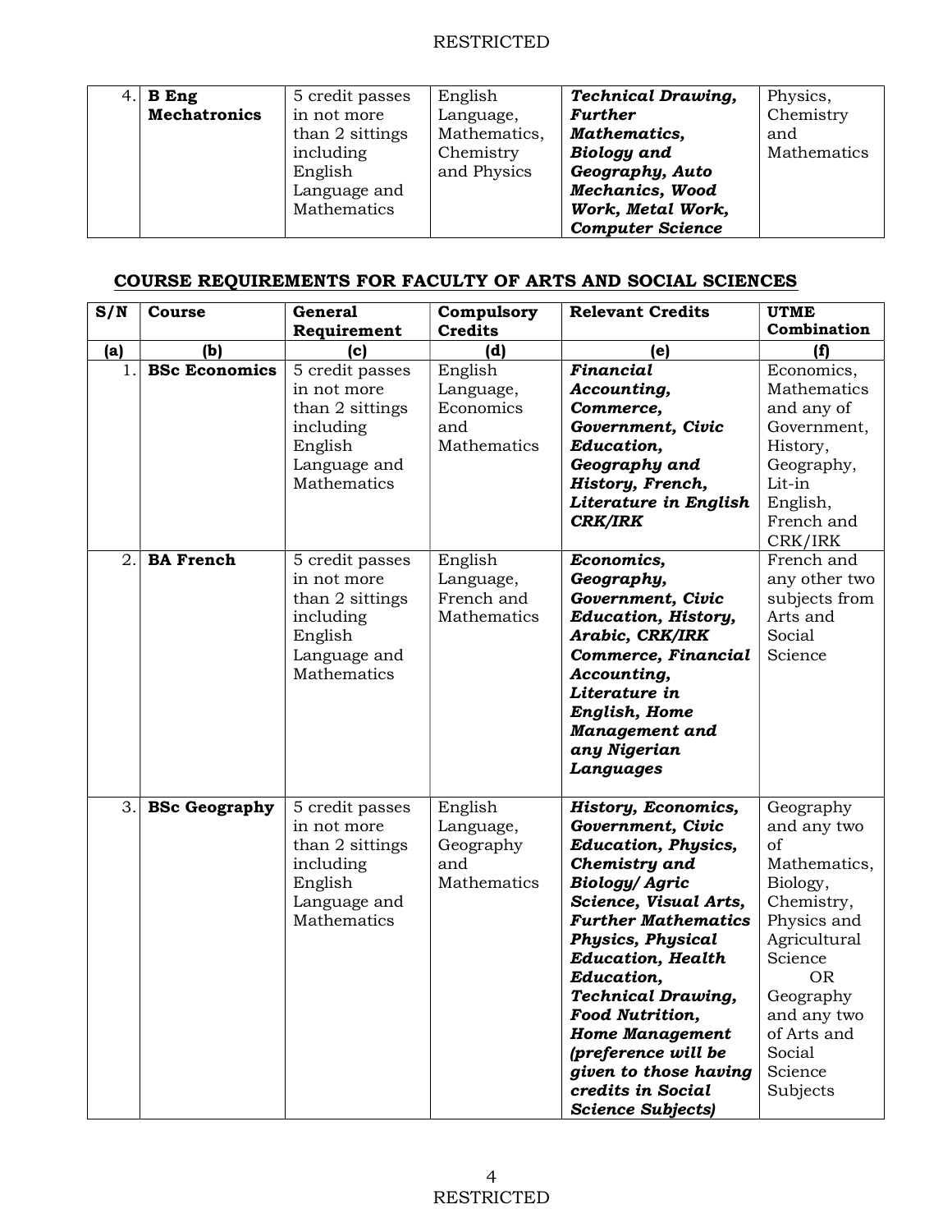| 4. | **B Eng Mechatronics** | 5 credit passes in not more than 2 sittings including English Language and Mathematics | English Language, Mathematics, Chemistry and Physics | ***Technical Drawing, Further Mathematics, Biology and Geography, Auto Mechanics, Wood Work, Metal Work, Computer Science*** | Physics, Chemistry and Mathematics |
|---|---|---|---|---|---|

## COURSE REQUIREMENTS FOR FACULTY OF ARTS AND SOCIAL SCIENCES

| S/N | Course | General Requirement | Compulsory Credits | Relevant Credits | UTME Combination |
|---|---|---|---|---|---|
| (a) | (b) | (c) | (d) | (e) | (f) |
| 1. | **BSc Economics** | 5 credit passes in not more than 2 sittings including English Language and Mathematics | English Language, Economics and Mathematics | ***Financial Accounting, Commerce, Government, Civic Education, Geography and History, French, Literature in English CRK/IRK*** | Economics, Mathematics and any of Government, History, Geography, Lit-in English, French and CRK/IRK |
| 2. | **BA French** | 5 credit passes in not more than 2 sittings including English Language and Mathematics | English Language, French and Mathematics | ***Economics, Geography, Government, Civic Education, History, Arabic, CRK/IRK Commerce, Financial Accounting, Literature in English, Home Management and any Nigerian Languages*** | French and any other two subjects from Arts and Social Science |
| 3. | **BSc Geography** | 5 credit passes in not more than 2 sittings including English Language and Mathematics | English Language, Geography and Mathematics | ***History, Economics, Government, Civic Education, Physics, Chemistry and Biology/ Agric Science, Visual Arts, Further Mathematics Physics, Physical Education, Health Education, Technical Drawing, Food Nutrition, Home Management (preference will be given to those having credits in Social Science Subjects)*** | Geography and any two of Mathematics, Biology, Chemistry, Physics and Agricultural Science OR Geography and any two of Arts and Social Science Subjects |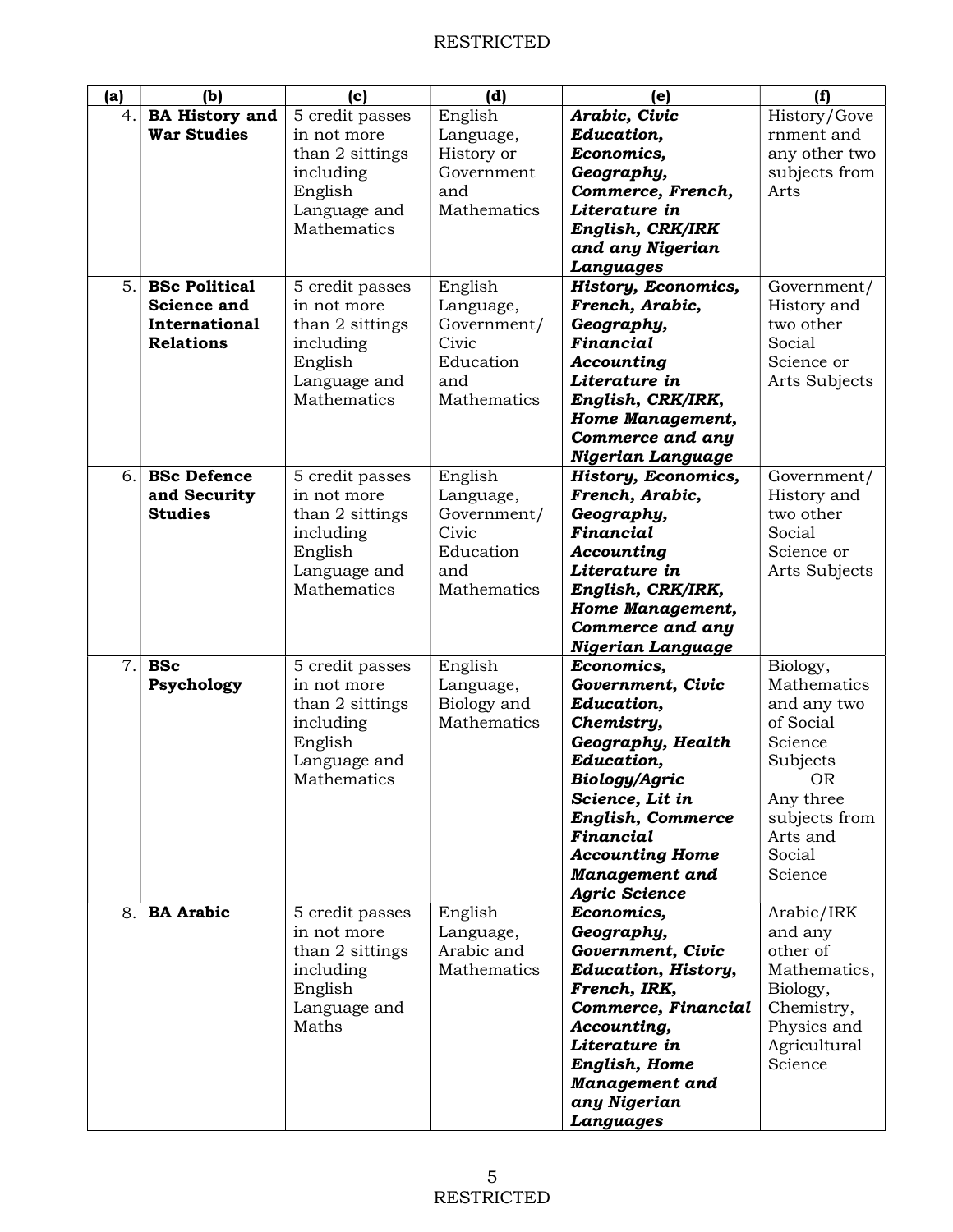| (a) | (b) | (c) | (d) | (e) | (f) |
|---|---|---|---|---|---|
| 4. | **BA History and War Studies** | 5 credit passes in not more than 2 sittings including English Language and Mathematics | English Language, History or Government and Mathematics | ***Arabic, Civic Education, Economics, Geography, Commerce, French, Literature in English, CRK/IRK and any Nigerian Languages*** | History/Government and any other two subjects from Arts |
| 5. | **BSc Political Science and International Relations** | 5 credit passes in not more than 2 sittings including English Language and Mathematics | English Language, Government/ Civic Education and Mathematics | ***History, Economics, French, Arabic, Geography, Financial Accounting Literature in English, CRK/IRK, Home Management, Commerce and any Nigerian Language*** | Government/ History and two other Social Science or Arts Subjects |
| 6. | **BSc Defence and Security Studies** | 5 credit passes in not more than 2 sittings including English Language and Mathematics | English Language, Government/ Civic Education and Mathematics | ***History, Economics, French, Arabic, Geography, Financial Accounting Literature in English, CRK/IRK, Home Management, Commerce and any Nigerian Language*** | Government/ History and two other Social Science or Arts Subjects |
| 7. | **BSc Psychology** | 5 credit passes in not more than 2 sittings including English Language and Mathematics | English Language, Biology and Mathematics | ***Economics, Government, Civic Education, Chemistry, Geography, Health Education, Biology/Agric Science, Lit in English, Commerce Financial Accounting Home Management and Agric Science*** | Biology, Mathematics and any two of Social Science Subjects OR Any three subjects from Arts and Social Science |
| 8. | **BA Arabic** | 5 credit passes in not more than 2 sittings including English Language and Maths | English Language, Arabic and Mathematics | ***Economics, Geography, Government, Civic Education, History, French, IRK, Commerce, Financial Accounting, Literature in English, Home Management and any Nigerian Languages*** | Arabic/IRK and any other of Mathematics, Biology, Chemistry, Physics and Agricultural Science |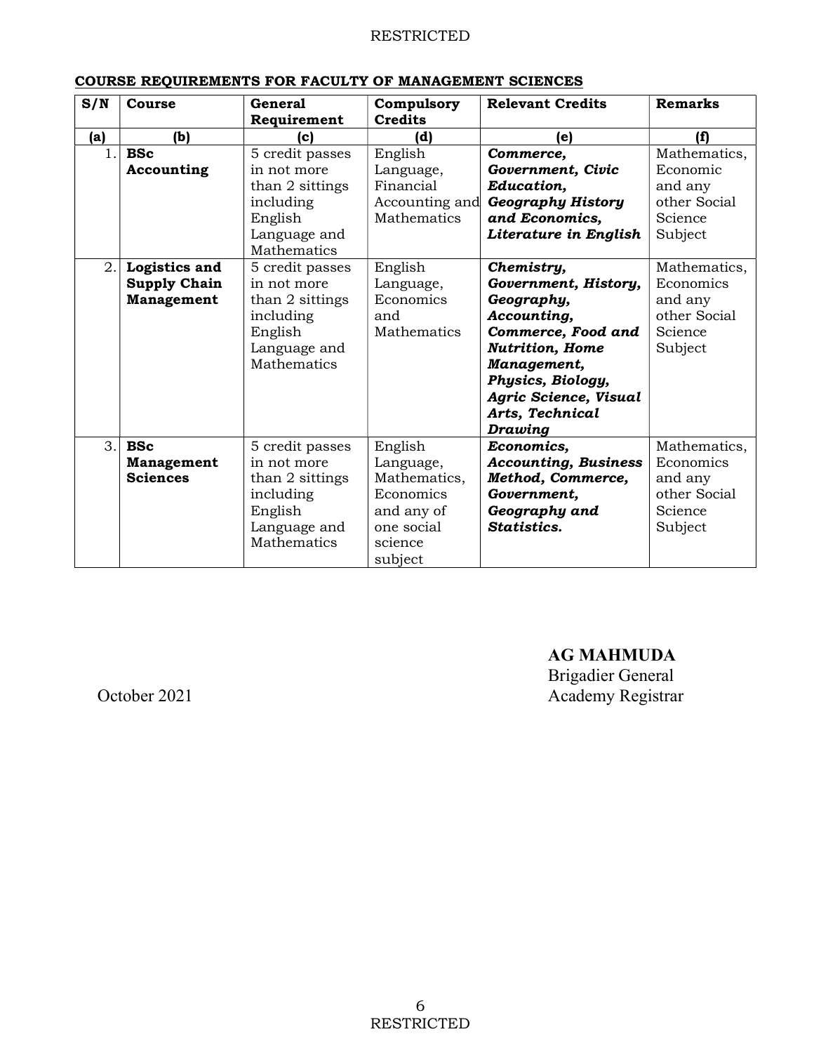**COURSE REQUIREMENTS FOR FACULTY OF MANAGEMENT SCIENCES**

| S/N | Course | General Requirement | Compulsory Credits | Relevant Credits | Remarks |
|---|---|---|---|---|---|
| (a) | (b) | (c) | (d) | (e) | (f) |
| 1. | **BSc Accounting** | 5 credit passes in not more than 2 sittings including English Language and Mathematics | English Language, Financial Accounting and Mathematics | ***Commerce, Government, Civic Education, Geography History and Economics, Literature in English*** | Mathematics, Economic and any other Social Science Subject |
| 2. | **Logistics and Supply Chain Management** | 5 credit passes in not more than 2 sittings including English Language and Mathematics | English Language, Economics and Mathematics | ***Chemistry, Government, History, Geography, Accounting, Commerce, Food and Nutrition, Home Management, Physics, Biology, Agric Science, Visual Arts, Technical Drawing*** | Mathematics, Economics and any other Social Science Subject |
| 3. | **BSc Management Sciences** | 5 credit passes in not more than 2 sittings including English Language and Mathematics | English Language, Mathematics, Economics and any of one social science subject | ***Economics, Accounting, Business Method, Commerce, Government, Geography and Statistics.*** | Mathematics, Economics and any other Social Science Subject |

**AG MAHMUDA**
Brigadier General
Academy Registrar

October 2021